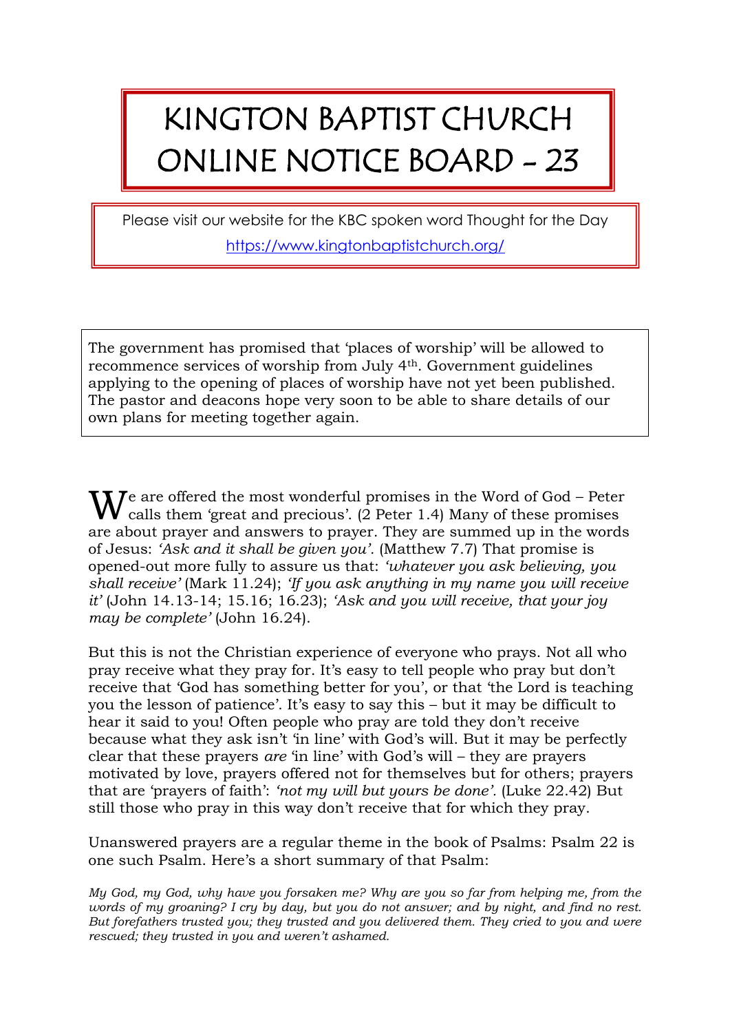# KINGTON BAPTIST CHURCH ONLINE NOTICE BOARD - 23

Please visit our website for the KBC spoken word Thought for the Day

https://www.kingtonbaptistchurch.org/

The government has promised that 'places of worship' will be allowed to recommence services of worship from July 4th. Government guidelines applying to the opening of places of worship have not yet been published. The pastor and deacons hope very soon to be able to share details of our own plans for meeting together again.

We are offered the most wonderful promises in the Word of God – Peter calls them 'great and precious'. (2 Peter 1.4) Many of these promises are about prayer and answers to prayer. They are summed up in the words of Jesus: *'Ask and it shall be given you'*. (Matthew 7.7) That promise is opened-out more fully to assure us that: *'whatever you ask believing, you shall receive'* (Mark 11.24); *'If you ask anything in my name you will receive it'* (John 14.13-14; 15.16; 16.23); *'Ask and you will receive, that your joy may be complete'* (John 16.24).

But this is not the Christian experience of everyone who prays. Not all who pray receive what they pray for. It's easy to tell people who pray but don't receive that 'God has something better for you', or that 'the Lord is teaching you the lesson of patience'. It's easy to say this – but it may be difficult to hear it said to you! Often people who pray are told they don't receive because what they ask isn't 'in line' with God's will. But it may be perfectly clear that these prayers *are* 'in line' with God's will – they are prayers motivated by love, prayers offered not for themselves but for others; prayers that are 'prayers of faith': *'not my will but yours be done'.* (Luke 22.42) But still those who pray in this way don't receive that for which they pray.

Unanswered prayers are a regular theme in the book of Psalms: Psalm 22 is one such Psalm. Here's a short summary of that Psalm:

*My God, my God, why have you forsaken me? Why are you so far from helping me, from the words of my groaning? I cry by day, but you do not answer; and by night, and find no rest. But forefathers trusted you; they trusted and you delivered them. They cried to you and were rescued; they trusted in you and weren't ashamed.*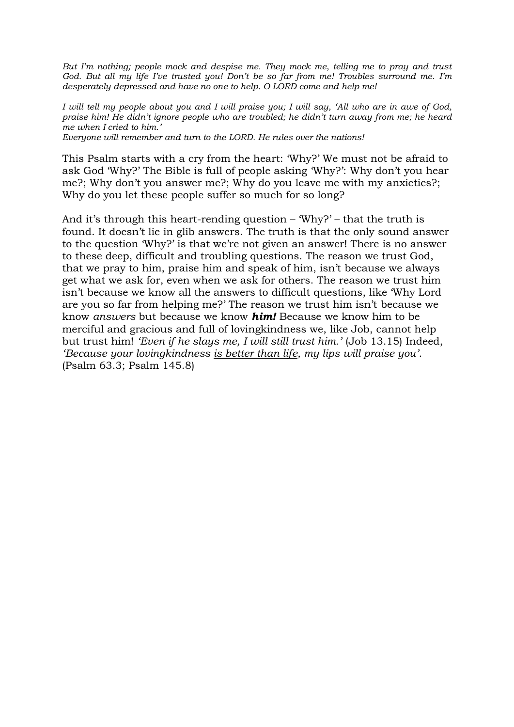*But I'm nothing; people mock and despise me. They mock me, telling me to pray and trust God. But all my life I've trusted you! Don't be so far from me! Troubles surround me. I'm desperately depressed and have no one to help. O LORD come and help me!*

*I will tell my people about you and I will praise you; I will say, 'All who are in awe of God, praise him! He didn't ignore people who are troubled; he didn't turn away from me; he heard me when I cried to him.'*
*Everyone will remember and turn to the LORD. He rules over the nations!*

This Psalm starts with a cry from the heart: 'Why?' We must not be afraid to ask God 'Why?' The Bible is full of people asking 'Why?': Why don't you hear me?; Why don't you answer me?; Why do you leave me with my anxieties?; Why do you let these people suffer so much for so long?

And it's through this heart-rending question – 'Why?' – that the truth is found. It doesn't lie in glib answers. The truth is that the only sound answer to the question 'Why?' is that we're not given an answer! There is no answer to these deep, difficult and troubling questions. The reason we trust God, that we pray to him, praise him and speak of him, isn't because we always get what we ask for, even when we ask for others. The reason we trust him isn't because we know all the answers to difficult questions, like 'Why Lord are you so far from helping me?' The reason we trust him isn't because we know *answers* but because we know ***him!*** Because we know him to be merciful and gracious and full of lovingkindness we, like Job, cannot help but trust him! *'Even if he slays me, I will still trust him.'* (Job 13.15) Indeed, *'Because your lovingkindness <u>is better than life</u>, my lips will praise you'*. (Psalm 63.3; Psalm 145.8)